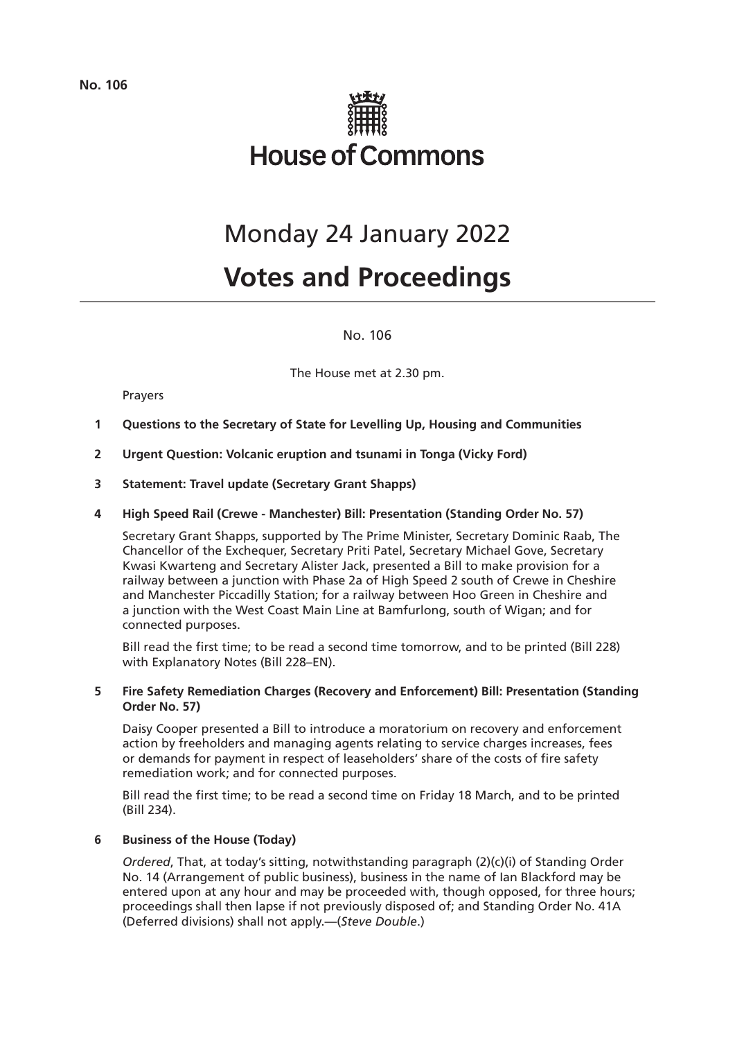No. 106

# House of Commons

# Monday 24 January 2022

# Votes and Proceedings

No. 106

The House met at 2.30 pm.

Prayers

**1 Questions to the Secretary of State for Levelling Up, Housing and Communities**

**2 Urgent Question: Volcanic eruption and tsunami in Tonga (Vicky Ford)**

**3 Statement: Travel update (Secretary Grant Shapps)**

**4 High Speed Rail (Crewe - Manchester) Bill: Presentation (Standing Order No. 57)**

Secretary Grant Shapps, supported by The Prime Minister, Secretary Dominic Raab, The Chancellor of the Exchequer, Secretary Priti Patel, Secretary Michael Gove, Secretary Kwasi Kwarteng and Secretary Alister Jack, presented a Bill to make provision for a railway between a junction with Phase 2a of High Speed 2 south of Crewe in Cheshire and Manchester Piccadilly Station; for a railway between Hoo Green in Cheshire and a junction with the West Coast Main Line at Bamfurlong, south of Wigan; and for connected purposes.

Bill read the first time; to be read a second time tomorrow, and to be printed (Bill 228) with Explanatory Notes (Bill 228–EN).

**5 Fire Safety Remediation Charges (Recovery and Enforcement) Bill: Presentation (Standing Order No. 57)**

Daisy Cooper presented a Bill to introduce a moratorium on recovery and enforcement action by freeholders and managing agents relating to service charges increases, fees or demands for payment in respect of leaseholders' share of the costs of fire safety remediation work; and for connected purposes.

Bill read the first time; to be read a second time on Friday 18 March, and to be printed (Bill 234).

**6 Business of the House (Today)**

*Ordered*, That, at today's sitting, notwithstanding paragraph (2)(c)(i) of Standing Order No. 14 (Arrangement of public business), business in the name of Ian Blackford may be entered upon at any hour and may be proceeded with, though opposed, for three hours; proceedings shall then lapse if not previously disposed of; and Standing Order No. 41A (Deferred divisions) shall not apply.—(*Steve Double*.)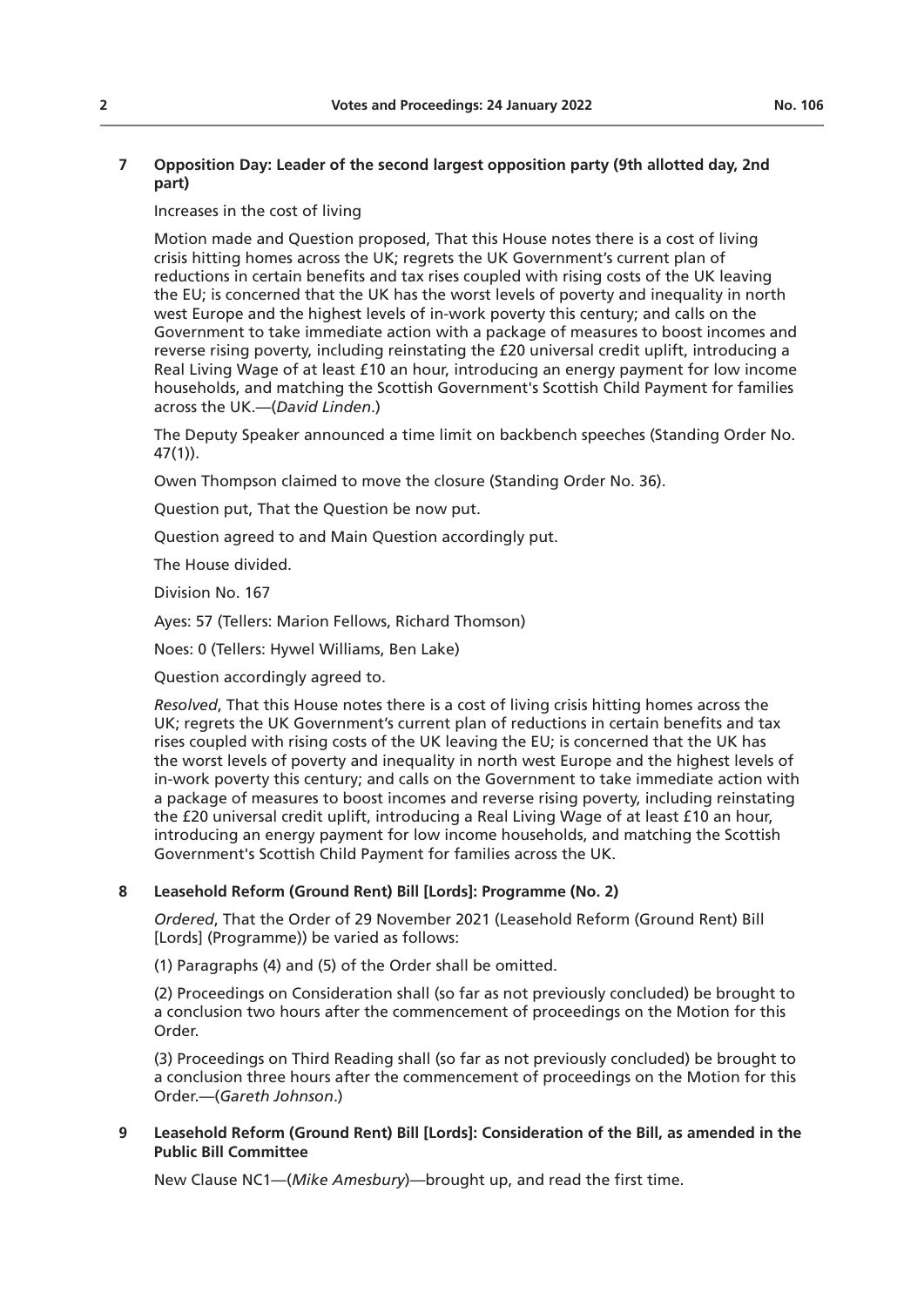**7 Opposition Day: Leader of the second largest opposition party (9th allotted day, 2nd part)**

Increases in the cost of living

Motion made and Question proposed, That this House notes there is a cost of living crisis hitting homes across the UK; regrets the UK Government's current plan of reductions in certain benefits and tax rises coupled with rising costs of the UK leaving the EU; is concerned that the UK has the worst levels of poverty and inequality in north west Europe and the highest levels of in-work poverty this century; and calls on the Government to take immediate action with a package of measures to boost incomes and reverse rising poverty, including reinstating the £20 universal credit uplift, introducing a Real Living Wage of at least £10 an hour, introducing an energy payment for low income households, and matching the Scottish Government's Scottish Child Payment for families across the UK.—(*David Linden*.)

The Deputy Speaker announced a time limit on backbench speeches (Standing Order No. 47(1)).

Owen Thompson claimed to move the closure (Standing Order No. 36).

Question put, That the Question be now put.

Question agreed to and Main Question accordingly put.

The House divided.

Division No. 167

Ayes: 57 (Tellers: Marion Fellows, Richard Thomson)

Noes: 0 (Tellers: Hywel Williams, Ben Lake)

Question accordingly agreed to.

*Resolved*, That this House notes there is a cost of living crisis hitting homes across the UK; regrets the UK Government's current plan of reductions in certain benefits and tax rises coupled with rising costs of the UK leaving the EU; is concerned that the UK has the worst levels of poverty and inequality in north west Europe and the highest levels of in-work poverty this century; and calls on the Government to take immediate action with a package of measures to boost incomes and reverse rising poverty, including reinstating the £20 universal credit uplift, introducing a Real Living Wage of at least £10 an hour, introducing an energy payment for low income households, and matching the Scottish Government's Scottish Child Payment for families across the UK.

**8 Leasehold Reform (Ground Rent) Bill [Lords]: Programme (No. 2)**

*Ordered*, That the Order of 29 November 2021 (Leasehold Reform (Ground Rent) Bill [Lords] (Programme)) be varied as follows:

(1) Paragraphs (4) and (5) of the Order shall be omitted.

(2) Proceedings on Consideration shall (so far as not previously concluded) be brought to a conclusion two hours after the commencement of proceedings on the Motion for this Order.

(3) Proceedings on Third Reading shall (so far as not previously concluded) be brought to a conclusion three hours after the commencement of proceedings on the Motion for this Order.—(*Gareth Johnson*.)

**9 Leasehold Reform (Ground Rent) Bill [Lords]: Consideration of the Bill, as amended in the Public Bill Committee**

New Clause NC1—(*Mike Amesbury*)—brought up, and read the first time.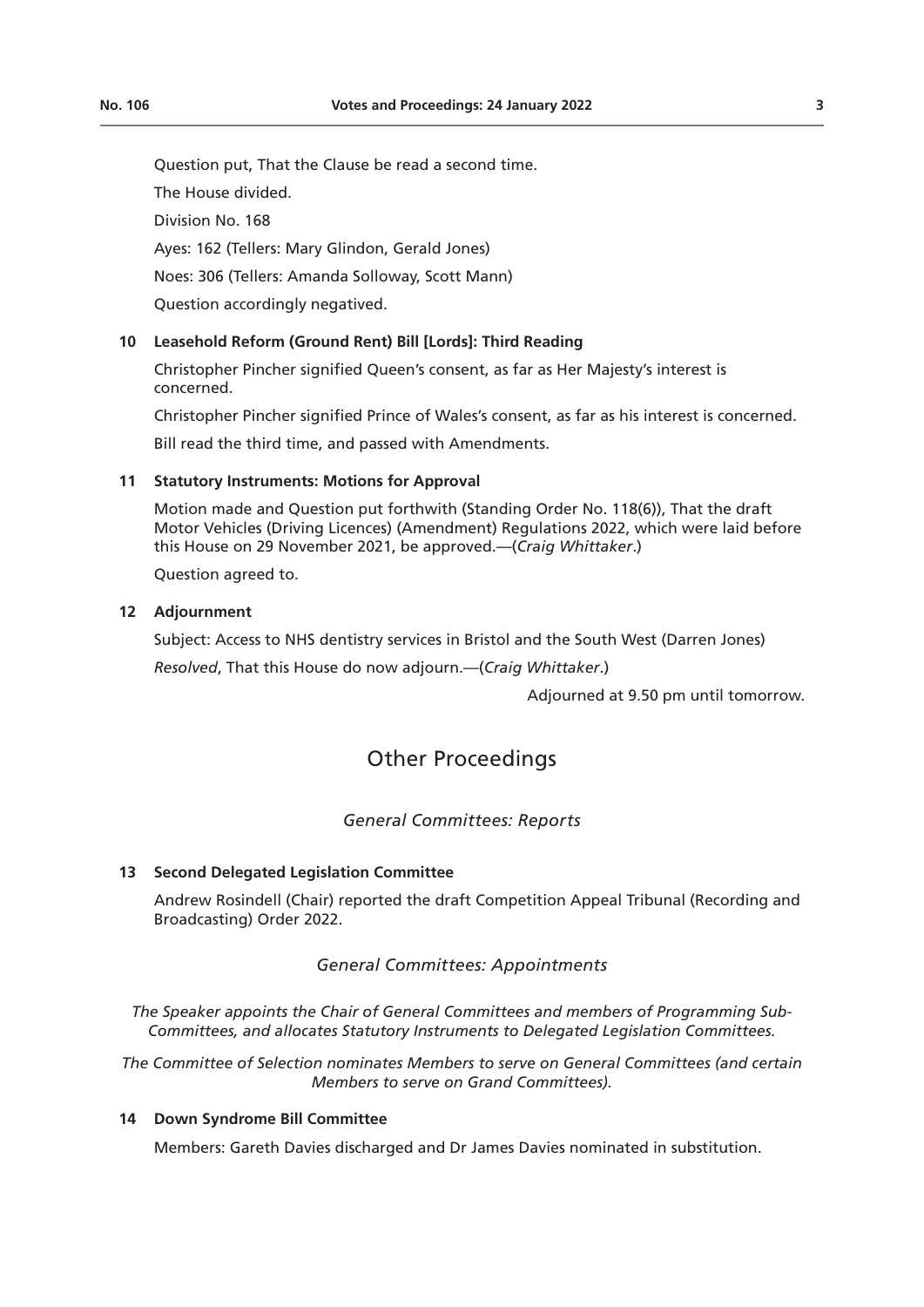Question put, That the Clause be read a second time.

The House divided.

Division No. 168

Ayes: 162 (Tellers: Mary Glindon, Gerald Jones)

Noes: 306 (Tellers: Amanda Solloway, Scott Mann)

Question accordingly negatived.

**10 Leasehold Reform (Ground Rent) Bill [Lords]: Third Reading**

Christopher Pincher signified Queen's consent, as far as Her Majesty's interest is concerned.

Christopher Pincher signified Prince of Wales's consent, as far as his interest is concerned.

Bill read the third time, and passed with Amendments.

**11 Statutory Instruments: Motions for Approval**

Motion made and Question put forthwith (Standing Order No. 118(6)), That the draft Motor Vehicles (Driving Licences) (Amendment) Regulations 2022, which were laid before this House on 29 November 2021, be approved.—(*Craig Whittaker*.)

Question agreed to.

**12 Adjournment**

Subject: Access to NHS dentistry services in Bristol and the South West (Darren Jones)

*Resolved*, That this House do now adjourn.—(*Craig Whittaker*.)

Adjourned at 9.50 pm until tomorrow.

## Other Proceedings

### *General Committees: Reports*

**13 Second Delegated Legislation Committee**

Andrew Rosindell (Chair) reported the draft Competition Appeal Tribunal (Recording and Broadcasting) Order 2022.

### *General Committees: Appointments*

*The Speaker appoints the Chair of General Committees and members of Programming Sub-Committees, and allocates Statutory Instruments to Delegated Legislation Committees.*

*The Committee of Selection nominates Members to serve on General Committees (and certain Members to serve on Grand Committees).*

**14 Down Syndrome Bill Committee**

Members: Gareth Davies discharged and Dr James Davies nominated in substitution.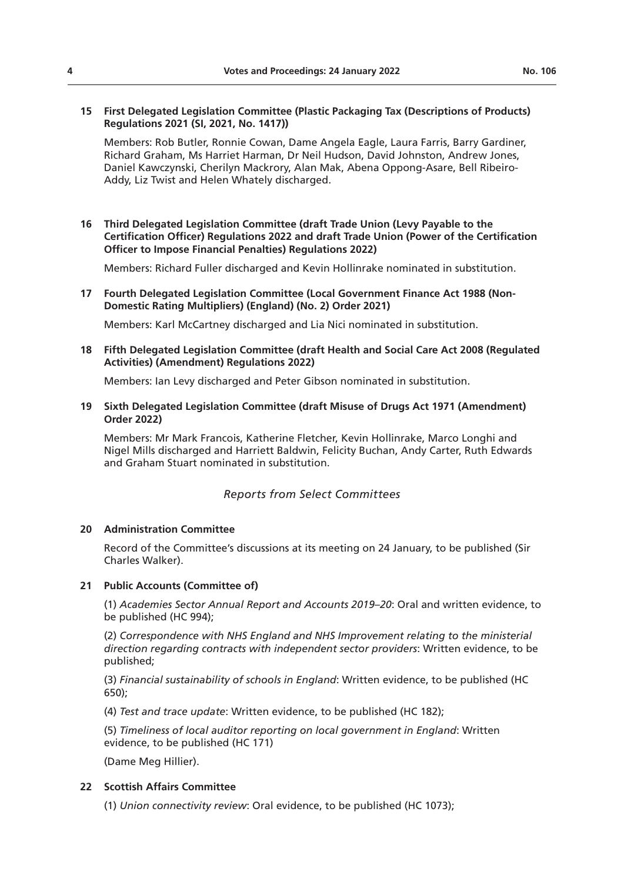**15 First Delegated Legislation Committee (Plastic Packaging Tax (Descriptions of Products) Regulations 2021 (SI, 2021, No. 1417))**

Members: Rob Butler, Ronnie Cowan, Dame Angela Eagle, Laura Farris, Barry Gardiner, Richard Graham, Ms Harriet Harman, Dr Neil Hudson, David Johnston, Andrew Jones, Daniel Kawczynski, Cherilyn Mackrory, Alan Mak, Abena Oppong-Asare, Bell Ribeiro-Addy, Liz Twist and Helen Whately discharged.

**16 Third Delegated Legislation Committee (draft Trade Union (Levy Payable to the Certification Officer) Regulations 2022 and draft Trade Union (Power of the Certification Officer to Impose Financial Penalties) Regulations 2022)**

Members: Richard Fuller discharged and Kevin Hollinrake nominated in substitution.

**17 Fourth Delegated Legislation Committee (Local Government Finance Act 1988 (Non-Domestic Rating Multipliers) (England) (No. 2) Order 2021)**

Members: Karl McCartney discharged and Lia Nici nominated in substitution.

**18 Fifth Delegated Legislation Committee (draft Health and Social Care Act 2008 (Regulated Activities) (Amendment) Regulations 2022)**

Members: Ian Levy discharged and Peter Gibson nominated in substitution.

**19 Sixth Delegated Legislation Committee (draft Misuse of Drugs Act 1971 (Amendment) Order 2022)**

Members: Mr Mark Francois, Katherine Fletcher, Kevin Hollinrake, Marco Longhi and Nigel Mills discharged and Harriett Baldwin, Felicity Buchan, Andy Carter, Ruth Edwards and Graham Stuart nominated in substitution.

## *Reports from Select Committees*

**20 Administration Committee**

Record of the Committee's discussions at its meeting on 24 January, to be published (Sir Charles Walker).

**21 Public Accounts (Committee of)**

(1) *Academies Sector Annual Report and Accounts 2019–20*: Oral and written evidence, to be published (HC 994);

(2) *Correspondence with NHS England and NHS Improvement relating to the ministerial direction regarding contracts with independent sector providers*: Written evidence, to be published;

(3) *Financial sustainability of schools in England*: Written evidence, to be published (HC 650);

(4) *Test and trace update*: Written evidence, to be published (HC 182);

(5) *Timeliness of local auditor reporting on local government in England*: Written evidence, to be published (HC 171)

(Dame Meg Hillier).

**22 Scottish Affairs Committee**

(1) *Union connectivity review*: Oral evidence, to be published (HC 1073);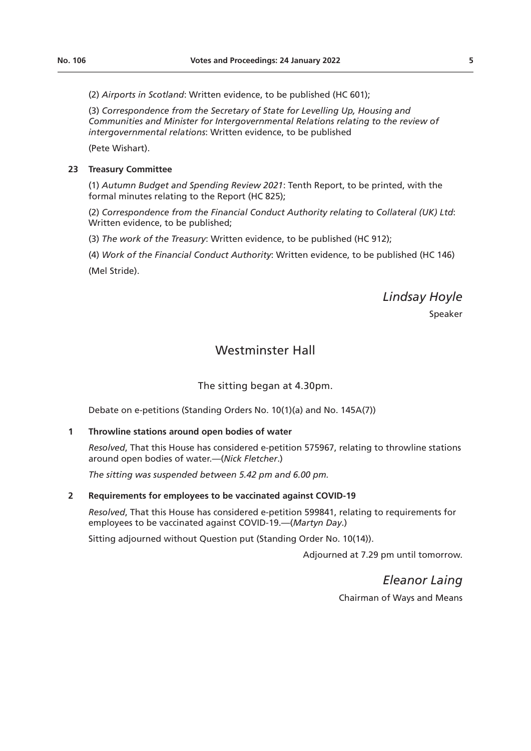(2) *Airports in Scotland*: Written evidence, to be published (HC 601);

(3) *Correspondence from the Secretary of State for Levelling Up, Housing and Communities and Minister for Intergovernmental Relations relating to the review of intergovernmental relations*: Written evidence, to be published

(Pete Wishart).

**23 Treasury Committee**

(1) *Autumn Budget and Spending Review 2021*: Tenth Report, to be printed, with the formal minutes relating to the Report (HC 825);

(2) *Correspondence from the Financial Conduct Authority relating to Collateral (UK) Ltd*: Written evidence, to be published;

(3) *The work of the Treasury*: Written evidence, to be published (HC 912);

(4) *Work of the Financial Conduct Authority*: Written evidence, to be published (HC 146)

(Mel Stride).

*Lindsay Hoyle*

Speaker

# Westminster Hall

The sitting began at 4.30pm.

Debate on e-petitions (Standing Orders No. 10(1)(a) and No. 145A(7))

**1 Throwline stations around open bodies of water**

*Resolved*, That this House has considered e-petition 575967, relating to throwline stations around open bodies of water.—(*Nick Fletcher*.)

*The sitting was suspended between 5.42 pm and 6.00 pm.*

**2 Requirements for employees to be vaccinated against COVID-19**

*Resolved*, That this House has considered e-petition 599841, relating to requirements for employees to be vaccinated against COVID-19.—(*Martyn Day*.)

Sitting adjourned without Question put (Standing Order No. 10(14)).

Adjourned at 7.29 pm until tomorrow.

*Eleanor Laing*

Chairman of Ways and Means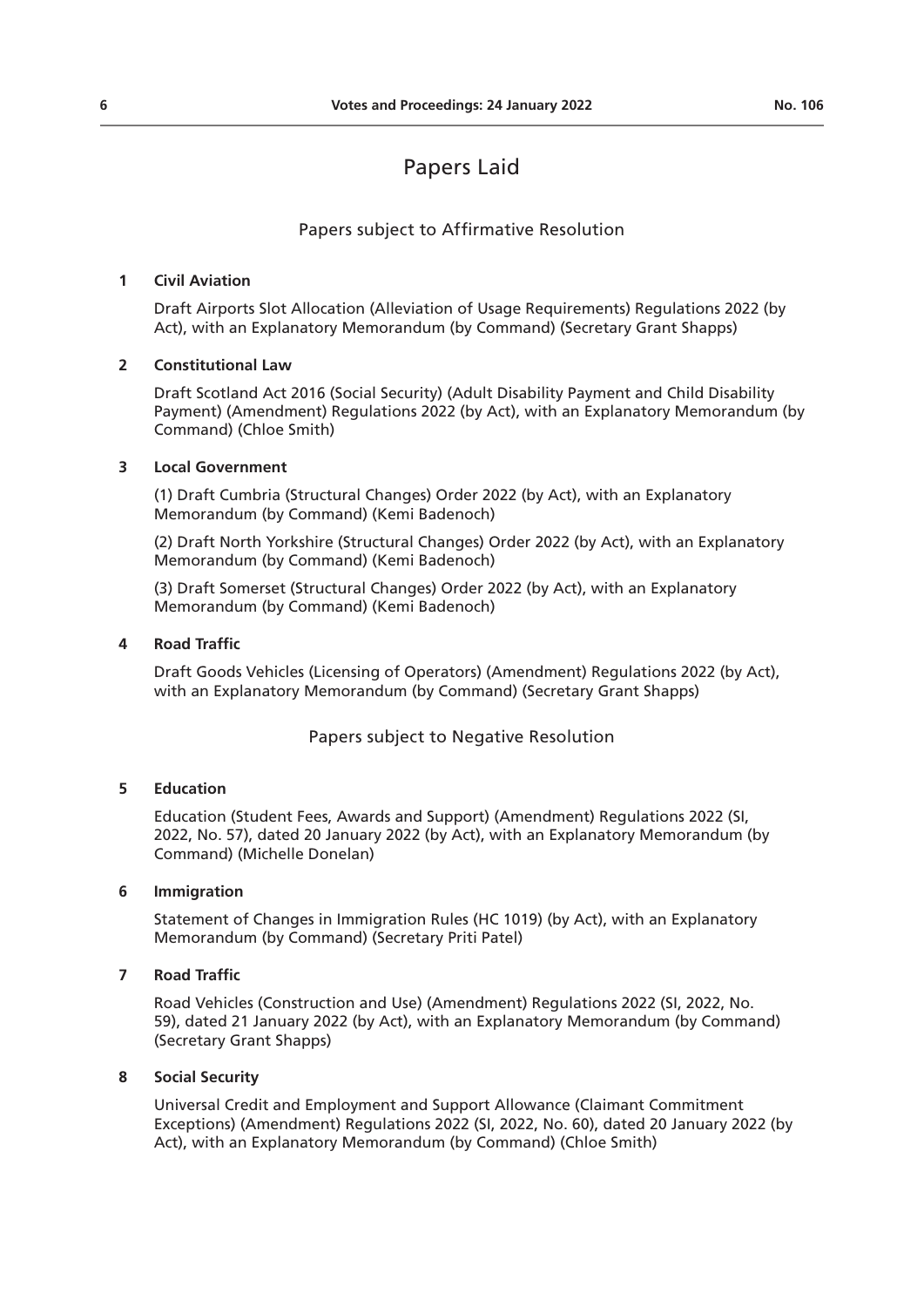# Papers Laid

## Papers subject to Affirmative Resolution

**1 Civil Aviation**

Draft Airports Slot Allocation (Alleviation of Usage Requirements) Regulations 2022 (by Act), with an Explanatory Memorandum (by Command) (Secretary Grant Shapps)

**2 Constitutional Law**

Draft Scotland Act 2016 (Social Security) (Adult Disability Payment and Child Disability Payment) (Amendment) Regulations 2022 (by Act), with an Explanatory Memorandum (by Command) (Chloe Smith)

**3 Local Government**

(1) Draft Cumbria (Structural Changes) Order 2022 (by Act), with an Explanatory Memorandum (by Command) (Kemi Badenoch)

(2) Draft North Yorkshire (Structural Changes) Order 2022 (by Act), with an Explanatory Memorandum (by Command) (Kemi Badenoch)

(3) Draft Somerset (Structural Changes) Order 2022 (by Act), with an Explanatory Memorandum (by Command) (Kemi Badenoch)

**4 Road Traffic**

Draft Goods Vehicles (Licensing of Operators) (Amendment) Regulations 2022 (by Act), with an Explanatory Memorandum (by Command) (Secretary Grant Shapps)

## Papers subject to Negative Resolution

**5 Education**

Education (Student Fees, Awards and Support) (Amendment) Regulations 2022 (SI, 2022, No. 57), dated 20 January 2022 (by Act), with an Explanatory Memorandum (by Command) (Michelle Donelan)

**6 Immigration**

Statement of Changes in Immigration Rules (HC 1019) (by Act), with an Explanatory Memorandum (by Command) (Secretary Priti Patel)

**7 Road Traffic**

Road Vehicles (Construction and Use) (Amendment) Regulations 2022 (SI, 2022, No. 59), dated 21 January 2022 (by Act), with an Explanatory Memorandum (by Command) (Secretary Grant Shapps)

**8 Social Security**

Universal Credit and Employment and Support Allowance (Claimant Commitment Exceptions) (Amendment) Regulations 2022 (SI, 2022, No. 60), dated 20 January 2022 (by Act), with an Explanatory Memorandum (by Command) (Chloe Smith)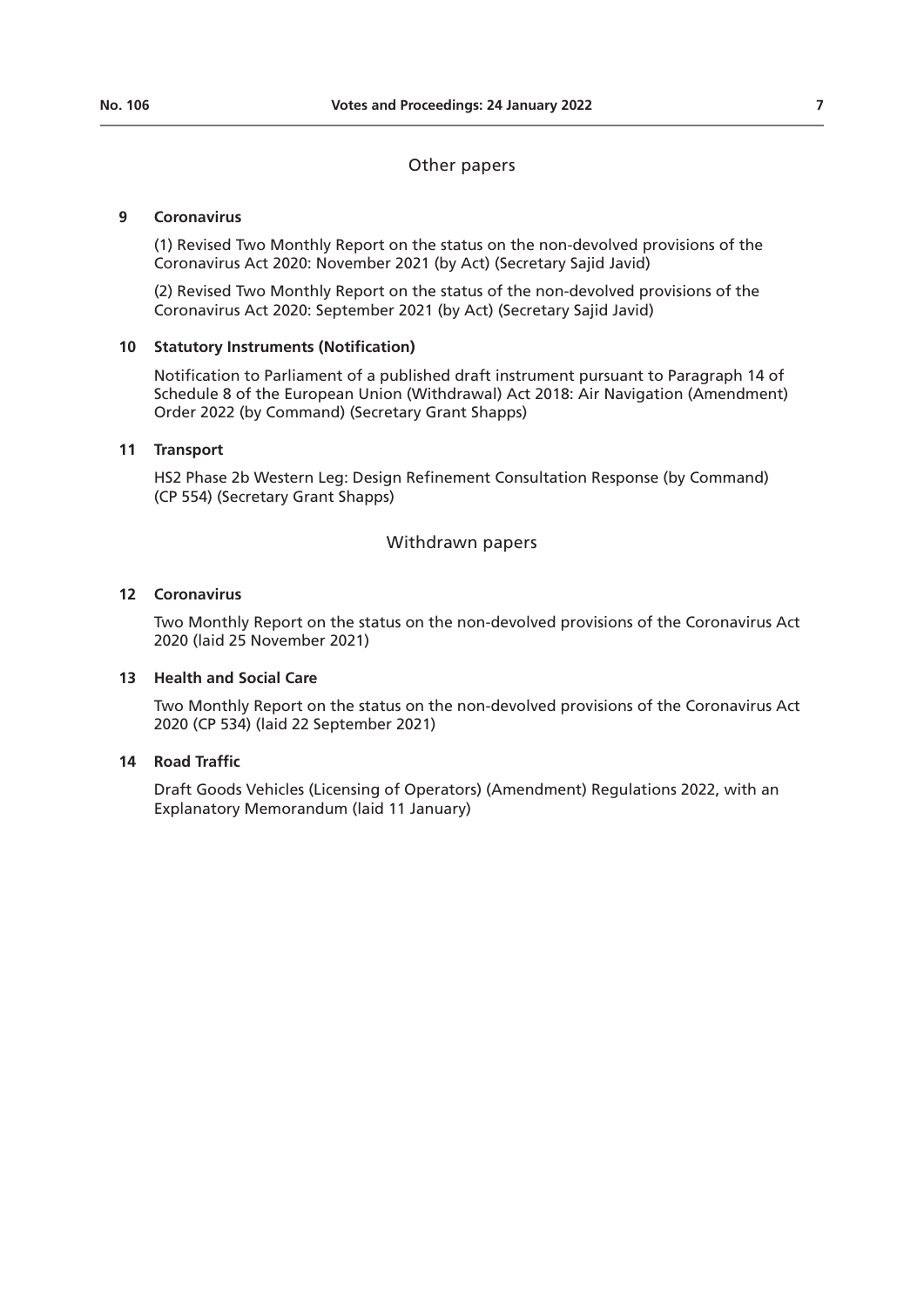## Other papers

**9 Coronavirus**

(1) Revised Two Monthly Report on the status on the non-devolved provisions of the Coronavirus Act 2020: November 2021 (by Act) (Secretary Sajid Javid)

(2) Revised Two Monthly Report on the status of the non-devolved provisions of the Coronavirus Act 2020: September 2021 (by Act) (Secretary Sajid Javid)

**10 Statutory Instruments (Notification)**

Notification to Parliament of a published draft instrument pursuant to Paragraph 14 of Schedule 8 of the European Union (Withdrawal) Act 2018: Air Navigation (Amendment) Order 2022 (by Command) (Secretary Grant Shapps)

**11 Transport**

HS2 Phase 2b Western Leg: Design Refinement Consultation Response (by Command) (CP 554) (Secretary Grant Shapps)

## Withdrawn papers

**12 Coronavirus**

Two Monthly Report on the status on the non-devolved provisions of the Coronavirus Act 2020 (laid 25 November 2021)

**13 Health and Social Care**

Two Monthly Report on the status on the non-devolved provisions of the Coronavirus Act 2020 (CP 534) (laid 22 September 2021)

**14 Road Traffic**

Draft Goods Vehicles (Licensing of Operators) (Amendment) Regulations 2022, with an Explanatory Memorandum (laid 11 January)